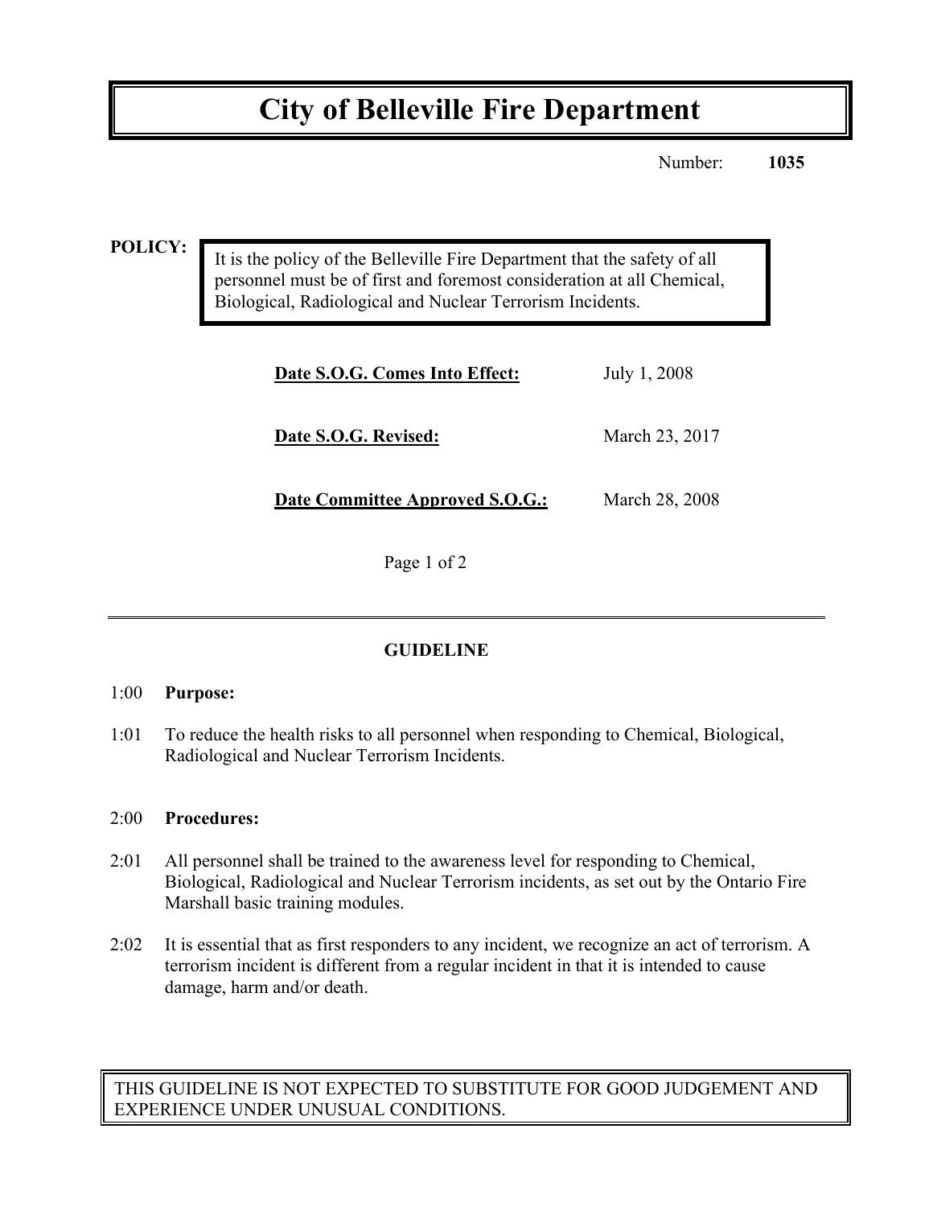# City of Belleville Fire Department

Number: **1035**

**POLICY:**

It is the policy of the Belleville Fire Department that the safety of all personnel must be of first and foremost consideration at all Chemical, Biological, Radiological and Nuclear Terrorism Incidents.

| | |
|---|---|
| **Date S.O.G. Comes Into Effect:** | July 1, 2008 |
| **Date S.O.G. Revised:** | March 23, 2017 |
| **Date Committee Approved S.O.G.:** | March 28, 2008 |

---

## GUIDELINE

1:00 **Purpose:**

1:01 To reduce the health risks to all personnel when responding to Chemical, Biological, Radiological and Nuclear Terrorism Incidents.

2:00 **Procedures:**

2:01 All personnel shall be trained to the awareness level for responding to Chemical, Biological, Radiological and Nuclear Terrorism incidents, as set out by the Ontario Fire Marshall basic training modules.

2:02 It is essential that as first responders to any incident, we recognize an act of terrorism. A terrorism incident is different from a regular incident in that it is intended to cause damage, harm and/or death.

THIS GUIDELINE IS NOT EXPECTED TO SUBSTITUTE FOR GOOD JUDGEMENT AND EXPERIENCE UNDER UNUSUAL CONDITIONS.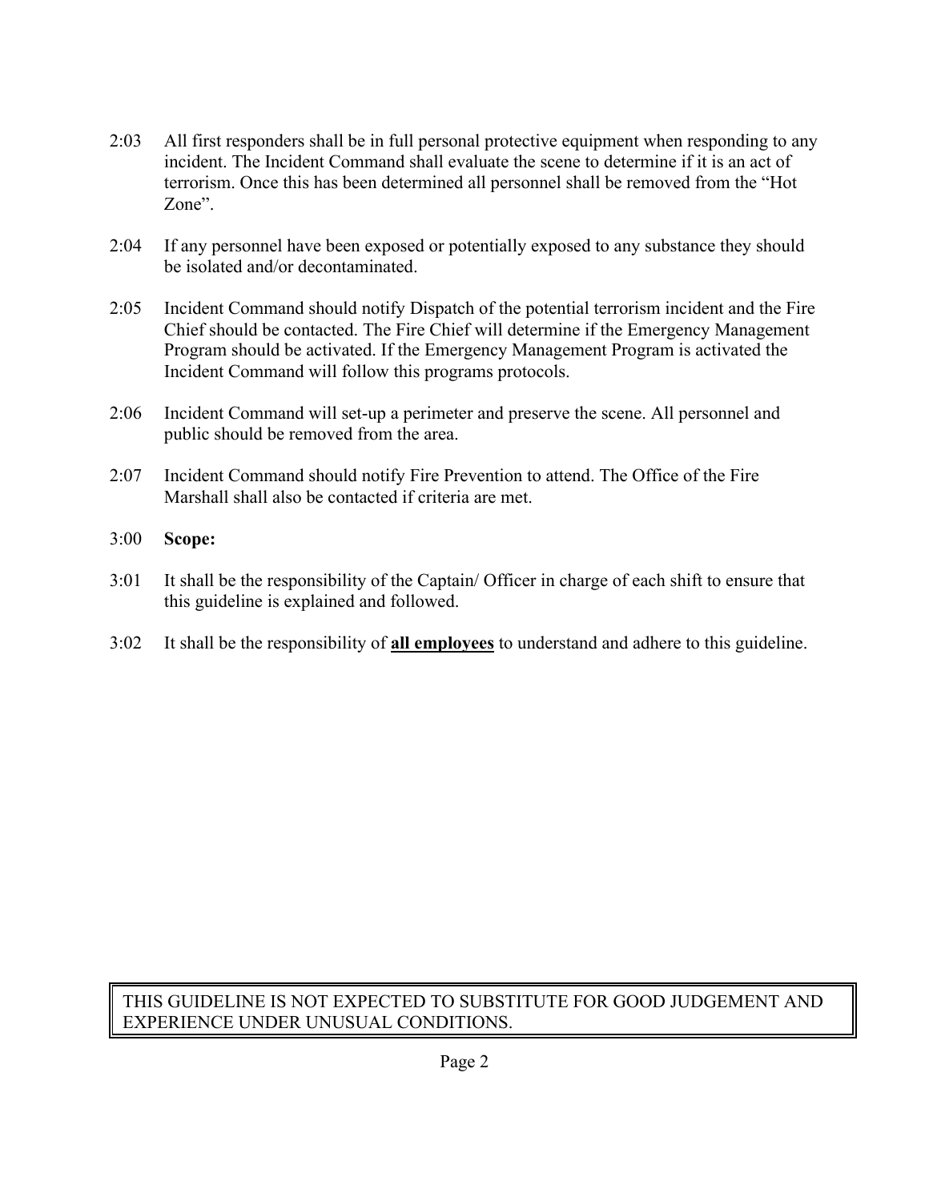2:03 All first responders shall be in full personal protective equipment when responding to any incident. The Incident Command shall evaluate the scene to determine if it is an act of terrorism. Once this has been determined all personnel shall be removed from the "Hot Zone".

2:04 If any personnel have been exposed or potentially exposed to any substance they should be isolated and/or decontaminated.

2:05 Incident Command should notify Dispatch of the potential terrorism incident and the Fire Chief should be contacted. The Fire Chief will determine if the Emergency Management Program should be activated. If the Emergency Management Program is activated the Incident Command will follow this programs protocols.

2:06 Incident Command will set-up a perimeter and preserve the scene. All personnel and public should be removed from the area.

2:07 Incident Command should notify Fire Prevention to attend. The Office of the Fire Marshall shall also be contacted if criteria are met.

3:00 **Scope:**

3:01 It shall be the responsibility of the Captain/ Officer in charge of each shift to ensure that this guideline is explained and followed.

3:02 It shall be the responsibility of **all employees** to understand and adhere to this guideline.

THIS GUIDELINE IS NOT EXPECTED TO SUBSTITUTE FOR GOOD JUDGEMENT AND EXPERIENCE UNDER UNUSUAL CONDITIONS.